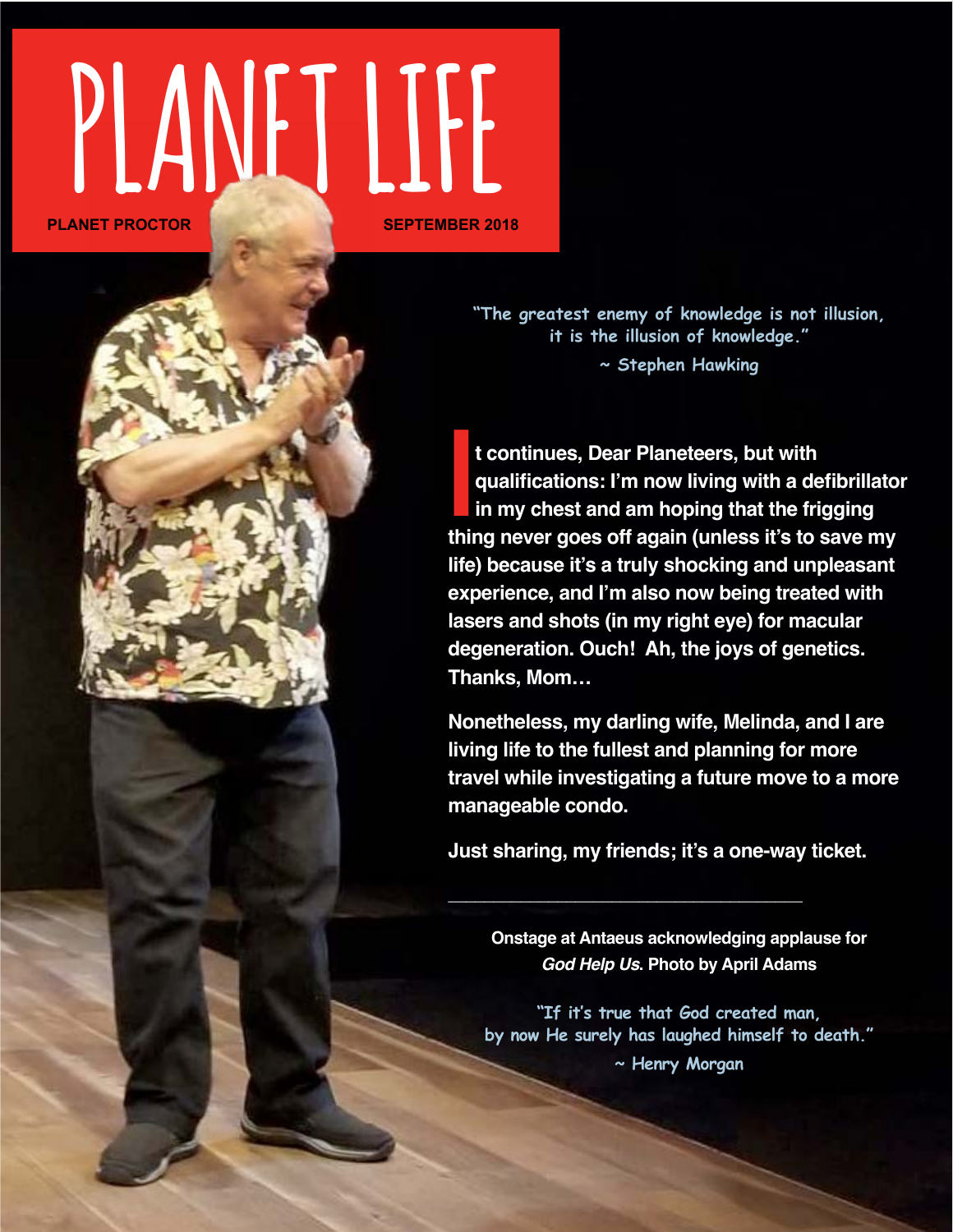# PLANET LIFE

**PLANET PROCTOR** **SEPTEMBER 2018**

*"The greatest enemy of knowledge is not illusion, it is the illusion of knowledge."*
*~ Stephen Hawking*

**It continues, Dear Planeteers, but with qualifications: I'm now living with a defibrillator in my chest and am hoping that the frigging thing never goes off again (unless it's to save my life) because it's a truly shocking and unpleasant experience, and I'm also now being treated with lasers and shots (in my right eye) for macular degeneration. Ouch! Ah, the joys of genetics. Thanks, Mom…**

**Nonetheless, my darling wife, Melinda, and I are living life to the fullest and planning for more travel while investigating a future move to a more manageable condo.**

**Just sharing, my friends; it's a one-way ticket.**

---

**Onstage at Antaeus acknowledging applause for *God Help Us*. Photo by April Adams**

*"If it's true that God created man, by now He surely has laughed himself to death."*
*~ Henry Morgan*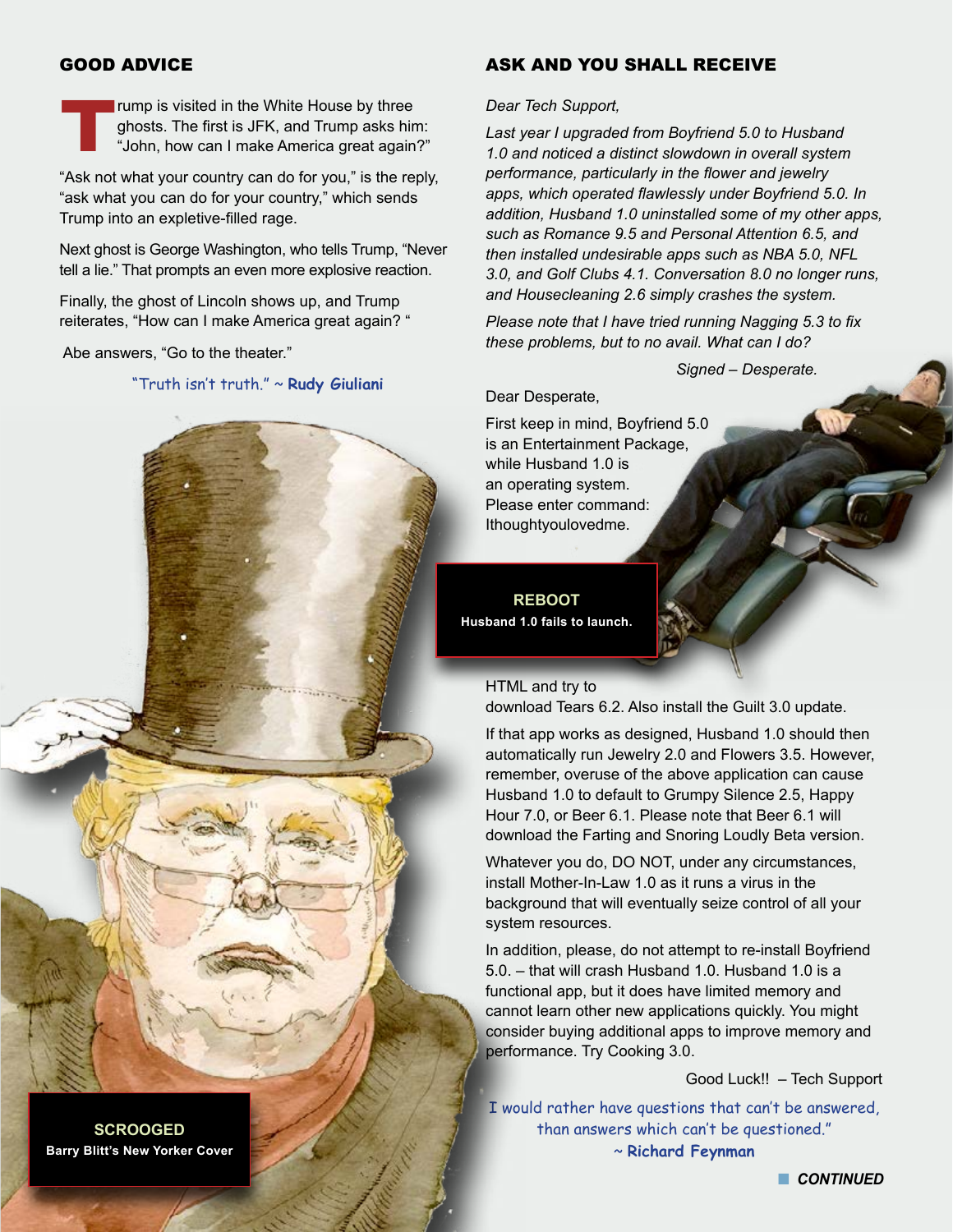## GOOD ADVICE

Trump is visited in the White House by three ghosts. The first is JFK, and Trump asks him: "John, how can I make America great again?"

"Ask not what your country can do for you," is the reply, "ask what you can do for your country," which sends Trump into an expletive-filled rage.

Next ghost is George Washington, who tells Trump, "Never tell a lie." That prompts an even more explosive reaction.

Finally, the ghost of Lincoln shows up, and Trump reiterates, "How can I make America great again? "

Abe answers, "Go to the theater."

"Truth isn't truth." ~ **Rudy Giuliani**

**SCROOGED**

**Barry Blitt's New Yorker Cover**

## ASK AND YOU SHALL RECEIVE

*Dear Tech Support,*

*Last year I upgraded from Boyfriend 5.0 to Husband 1.0 and noticed a distinct slowdown in overall system performance, particularly in the flower and jewelry apps, which operated flawlessly under Boyfriend 5.0. In addition, Husband 1.0 uninstalled some of my other apps, such as Romance 9.5 and Personal Attention 6.5, and then installed undesirable apps such as NBA 5.0, NFL 3.0, and Golf Clubs 4.1. Conversation 8.0 no longer runs, and Housecleaning 2.6 simply crashes the system.*

*Please note that I have tried running Nagging 5.3 to fix these problems, but to no avail. What can I do?*

*Signed – Desperate.*

Dear Desperate,

First keep in mind, Boyfriend 5.0 is an Entertainment Package, while Husband 1.0 is an operating system. Please enter command: Ithoughtyoulovedme.

**REBOOT**

**Husband 1.0 fails to launch.**

HTML and try to download Tears 6.2. Also install the Guilt 3.0 update.

If that app works as designed, Husband 1.0 should then automatically run Jewelry 2.0 and Flowers 3.5. However, remember, overuse of the above application can cause Husband 1.0 to default to Grumpy Silence 2.5, Happy Hour 7.0, or Beer 6.1. Please note that Beer 6.1 will download the Farting and Snoring Loudly Beta version.

Whatever you do, DO NOT, under any circumstances, install Mother-In-Law 1.0 as it runs a virus in the background that will eventually seize control of all your system resources.

In addition, please, do not attempt to re-install Boyfriend 5.0. – that will crash Husband 1.0. Husband 1.0 is a functional app, but it does have limited memory and cannot learn other new applications quickly. You might consider buying additional apps to improve memory and performance. Try Cooking 3.0.

Good Luck!! – Tech Support

I would rather have questions that can't be answered, than answers which can't be questioned." ~ **Richard Feynman**

***CONTINUED***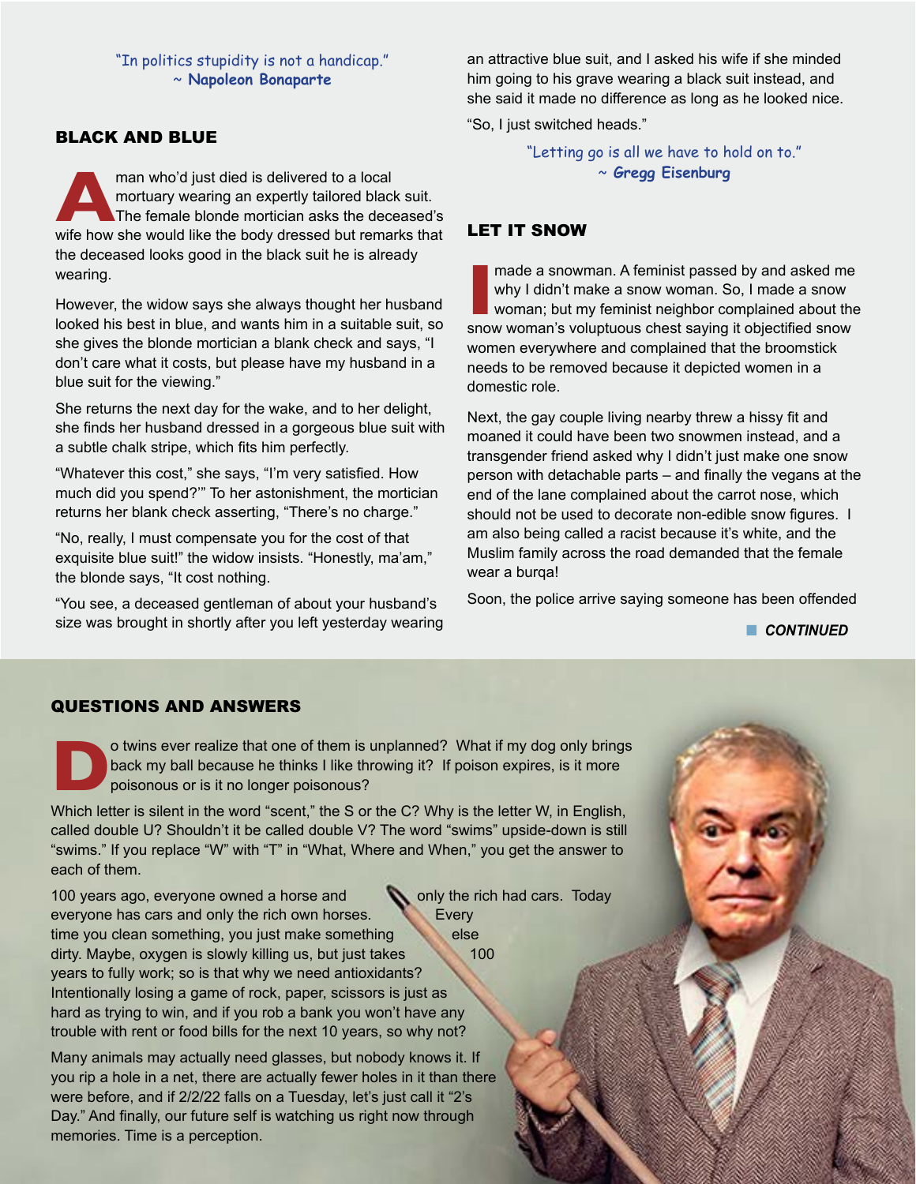"In politics stupidity is not a handicap."
~ **Napoleon Bonaparte**

## BLACK AND BLUE

A man who'd just died is delivered to a local mortuary wearing an expertly tailored black suit. The female blonde mortician asks the deceased's wife how she would like the body dressed but remarks that the deceased looks good in the black suit he is already wearing.

However, the widow says she always thought her husband looked his best in blue, and wants him in a suitable suit, so she gives the blonde mortician a blank check and says, "I don't care what it costs, but please have my husband in a blue suit for the viewing."

She returns the next day for the wake, and to her delight, she finds her husband dressed in a gorgeous blue suit with a subtle chalk stripe, which fits him perfectly.

"Whatever this cost," she says, "I'm very satisfied. How much did you spend?'" To her astonishment, the mortician returns her blank check asserting, "There's no charge."

"No, really, I must compensate you for the cost of that exquisite blue suit!" the widow insists. "Honestly, ma'am," the blonde says, "It cost nothing.

"You see, a deceased gentleman of about your husband's size was brought in shortly after you left yesterday wearing an attractive blue suit, and I asked his wife if she minded him going to his grave wearing a black suit instead, and she said it made no difference as long as he looked nice.

"So, I just switched heads."

"Letting go is all we have to hold on to."
~ **Gregg Eisenburg**

## LET IT SNOW

I made a snowman. A feminist passed by and asked me why I didn't make a snow woman. So, I made a snow woman; but my feminist neighbor complained about the snow woman's voluptuous chest saying it objectified snow women everywhere and complained that the broomstick needs to be removed because it depicted women in a domestic role.

Next, the gay couple living nearby threw a hissy fit and moaned it could have been two snowmen instead, and a transgender friend asked why I didn't just make one snow person with detachable parts – and finally the vegans at the end of the lane complained about the carrot nose, which should not be used to decorate non-edible snow figures. I am also being called a racist because it's white, and the Muslim family across the road demanded that the female wear a burqa!

Soon, the police arrive saying someone has been offended

***CONTINUED***

## QUESTIONS AND ANSWERS

Do twins ever realize that one of them is unplanned? What if my dog only brings back my ball because he thinks I like throwing it? If poison expires, is it more poisonous or is it no longer poisonous?

Which letter is silent in the word "scent," the S or the C? Why is the letter W, in English, called double U? Shouldn't it be called double V? The word "swims" upside-down is still "swims." If you replace "W" with "T" in "What, Where and When," you get the answer to each of them.

100 years ago, everyone owned a horse and only the rich had cars. Today everyone has cars and only the rich own horses. Every time you clean something, you just make something else dirty. Maybe, oxygen is slowly killing us, but just takes 100 years to fully work; so is that why we need antioxidants? Intentionally losing a game of rock, paper, scissors is just as hard as trying to win, and if you rob a bank you won't have any trouble with rent or food bills for the next 10 years, so why not?

Many animals may actually need glasses, but nobody knows it. If you rip a hole in a net, there are actually fewer holes in it than there were before, and if 2/2/22 falls on a Tuesday, let's just call it "2's Day." And finally, our future self is watching us right now through memories. Time is a perception.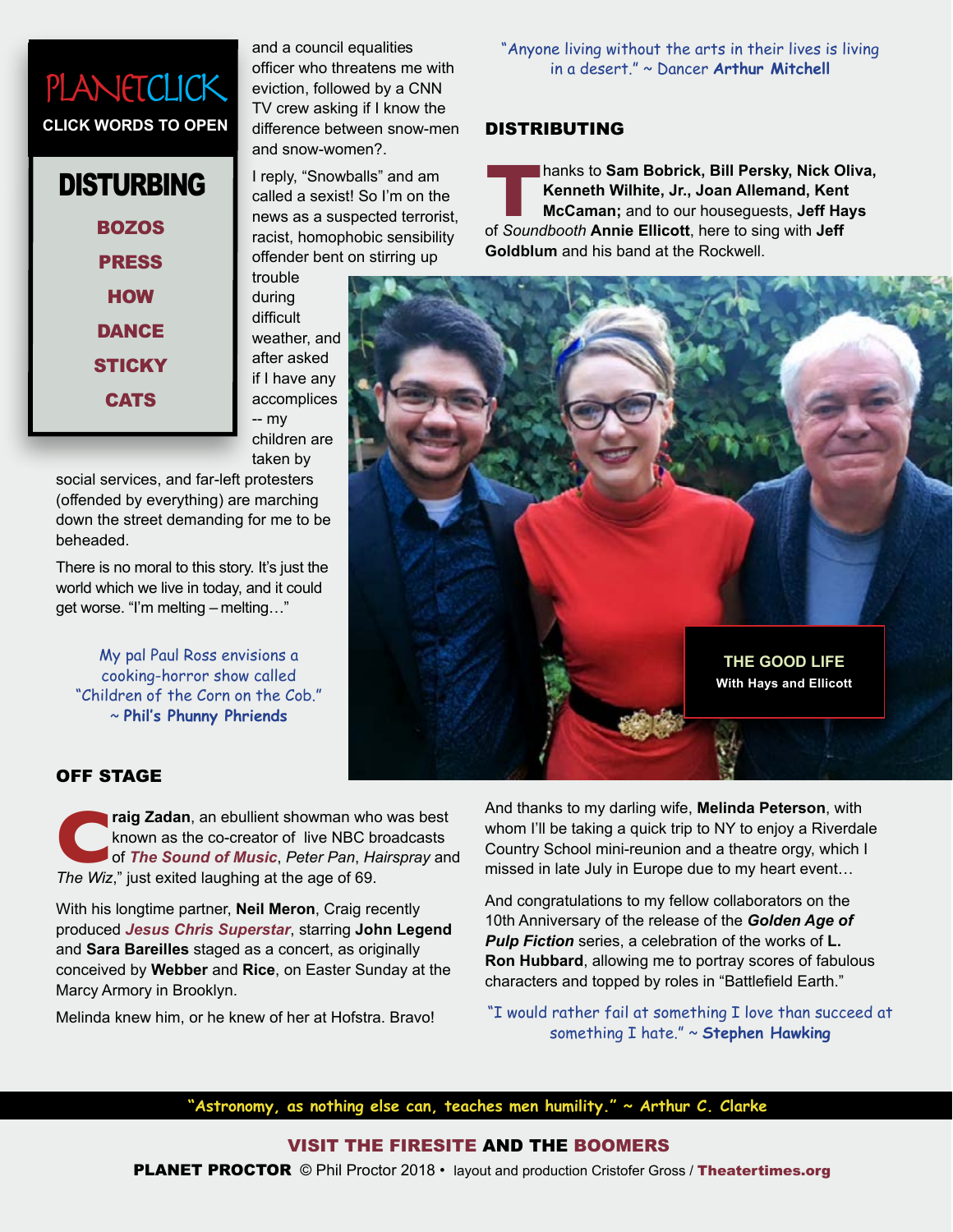## PLANETCLICK

**CLICK WORDS TO OPEN**

### DISTURBING

**BOZOS**

**PRESS**

**HOW**

**DANCE**

**STICKY**

**CATS**

and a council equalities officer who threatens me with eviction, followed by a CNN TV crew asking if I know the difference between snow-men and snow-women?.

I reply, "Snowballs" and am called a sexist! So I'm on the news as a suspected terrorist, racist, homophobic sensibility offender bent on stirring up trouble during difficult weather, and after asked if I have any accomplices -- my children are taken by social services, and far-left protesters (offended by everything) are marching down the street demanding for me to be beheaded.

There is no moral to this story. It's just the world which we live in today, and it could get worse. "I'm melting – melting…"

My pal Paul Ross envisions a cooking-horror show called "Children of the Corn on the Cob." ~ **Phil's Phunny Phriends**

"Anyone living without the arts in their lives is living in a desert." ~ Dancer **Arthur Mitchell**

### DISTRIBUTING

Thanks to **Sam Bobrick, Bill Persky, Nick Oliva, Kenneth Wilhite, Jr., Joan Allemand, Kent McCaman;** and to our houseguests, **Jeff Hays** of *Soundbooth* **Annie Ellicott**, here to sing with **Jeff Goldblum** and his band at the Rockwell.

**THE GOOD LIFE**
**With Hays and Ellicott**

### OFF STAGE

**Craig Zadan**, an ebullient showman who was best known as the co-creator of live NBC broadcasts of ***The Sound of Music***, *Peter Pan*, *Hairspray* and *The Wiz*," just exited laughing at the age of 69.

With his longtime partner, **Neil Meron**, Craig recently produced ***Jesus Chris Superstar***, starring **John Legend** and **Sara Bareilles** staged as a concert, as originally conceived by **Webber** and **Rice**, on Easter Sunday at the Marcy Armory in Brooklyn.

Melinda knew him, or he knew of her at Hofstra. Bravo!

And thanks to my darling wife, **Melinda Peterson**, with whom I'll be taking a quick trip to NY to enjoy a Riverdale Country School mini-reunion and a theatre orgy, which I missed in late July in Europe due to my heart event…

And congratulations to my fellow collaborators on the 10th Anniversary of the release of the ***Golden Age of Pulp Fiction*** series, a celebration of the works of **L. Ron Hubbard**, allowing me to portray scores of fabulous characters and topped by roles in "Battlefield Earth."

"I would rather fail at something I love than succeed at something I hate." ~ **Stephen Hawking**

"Astronomy, as nothing else can, teaches men humility." ~ Arthur C. Clarke

**VISIT THE FIRESITE AND THE BOOMERS**

**PLANET PROCTOR** © Phil Proctor 2018 • layout and production Cristofer Gross / **Theatertimes.org**